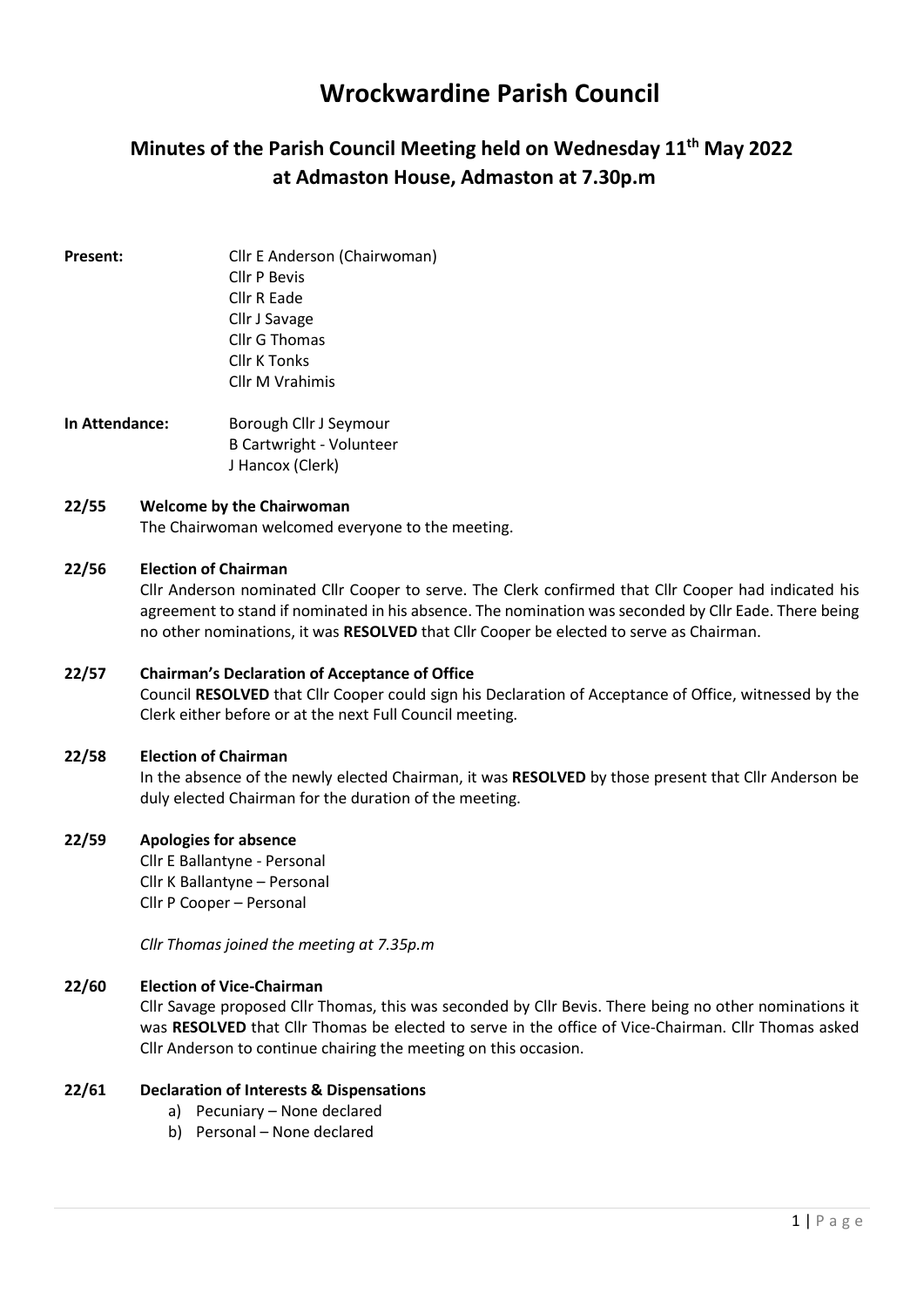# Wrockwardine Parish Council

## Minutes of the Parish Council Meeting held on Wednesday 11th May 2022 at Admaston House, Admaston at 7.30p.m

**Present:**
Cllr E Anderson (Chairwoman)
Cllr P Bevis
Cllr R Eade
Cllr J Savage
Cllr G Thomas
Cllr K Tonks
Cllr M Vrahimis

**In Attendance:**
Borough Cllr J Seymour
B Cartwright - Volunteer
J Hancox (Clerk)

**22/55 Welcome by the Chairwoman**

The Chairwoman welcomed everyone to the meeting.

**22/56 Election of Chairman**

Cllr Anderson nominated Cllr Cooper to serve. The Clerk confirmed that Cllr Cooper had indicated his agreement to stand if nominated in his absence. The nomination was seconded by Cllr Eade. There being no other nominations, it was **RESOLVED** that Cllr Cooper be elected to serve as Chairman.

**22/57 Chairman's Declaration of Acceptance of Office**

Council **RESOLVED** that Cllr Cooper could sign his Declaration of Acceptance of Office, witnessed by the Clerk either before or at the next Full Council meeting.

**22/58 Election of Chairman**

In the absence of the newly elected Chairman, it was **RESOLVED** by those present that Cllr Anderson be duly elected Chairman for the duration of the meeting.

**22/59 Apologies for absence**

Cllr E Ballantyne - Personal
Cllr K Ballantyne – Personal
Cllr P Cooper – Personal

*Cllr Thomas joined the meeting at 7.35p.m*

**22/60 Election of Vice-Chairman**

Cllr Savage proposed Cllr Thomas, this was seconded by Cllr Bevis. There being no other nominations it was **RESOLVED** that Cllr Thomas be elected to serve in the office of Vice-Chairman. Cllr Thomas asked Cllr Anderson to continue chairing the meeting on this occasion.

**22/61 Declaration of Interests & Dispensations**

a) Pecuniary – None declared
b) Personal – None declared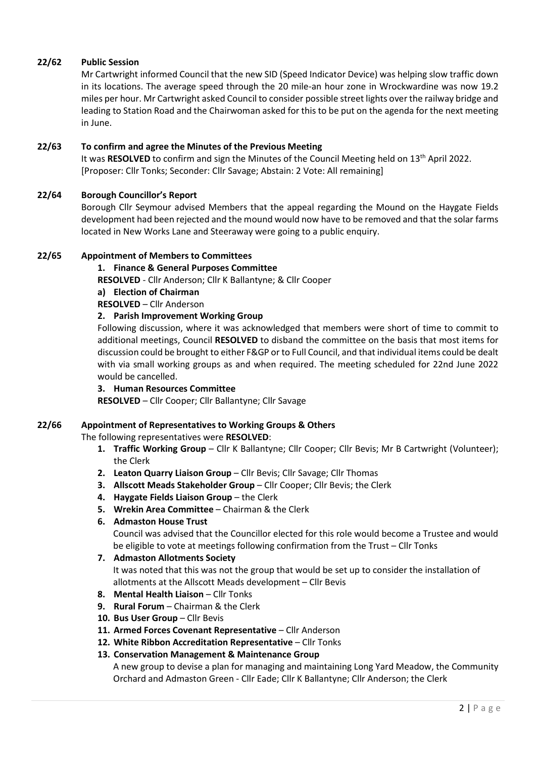**22/62 Public Session**

Mr Cartwright informed Council that the new SID (Speed Indicator Device) was helping slow traffic down in its locations. The average speed through the 20 mile-an hour zone in Wrockwardine was now 19.2 miles per hour. Mr Cartwright asked Council to consider possible street lights over the railway bridge and leading to Station Road and the Chairwoman asked for this to be put on the agenda for the next meeting in June.

**22/63 To confirm and agree the Minutes of the Previous Meeting**

It was **RESOLVED** to confirm and sign the Minutes of the Council Meeting held on 13th April 2022. [Proposer: Cllr Tonks; Seconder: Cllr Savage; Abstain: 2 Vote: All remaining]

**22/64 Borough Councillor's Report**

Borough Cllr Seymour advised Members that the appeal regarding the Mound on the Haygate Fields development had been rejected and the mound would now have to be removed and that the solar farms located in New Works Lane and Steeraway were going to a public enquiry.

**22/65 Appointment of Members to Committees**

1. **Finance & General Purposes Committee**

   **RESOLVED** - Cllr Anderson; Cllr K Ballantyne; & Cllr Cooper

   a) **Election of Chairman**

   **RESOLVED** – Cllr Anderson

2. **Parish Improvement Working Group**

   Following discussion, where it was acknowledged that members were short of time to commit to additional meetings, Council **RESOLVED** to disband the committee on the basis that most items for discussion could be brought to either F&GP or to Full Council, and that individual items could be dealt with via small working groups as and when required. The meeting scheduled for 22nd June 2022 would be cancelled.

3. **Human Resources Committee**

   **RESOLVED** – Cllr Cooper; Cllr Ballantyne; Cllr Savage

**22/66 Appointment of Representatives to Working Groups & Others**

The following representatives were **RESOLVED**:

1. **Traffic Working Group** – Cllr K Ballantyne; Cllr Cooper; Cllr Bevis; Mr B Cartwright (Volunteer); the Clerk
2. **Leaton Quarry Liaison Group** – Cllr Bevis; Cllr Savage; Cllr Thomas
3. **Allscott Meads Stakeholder Group** – Cllr Cooper; Cllr Bevis; the Clerk
4. **Haygate Fields Liaison Group** – the Clerk
5. **Wrekin Area Committee** – Chairman & the Clerk
6. **Admaston House Trust**

   Council was advised that the Councillor elected for this role would become a Trustee and would be eligible to vote at meetings following confirmation from the Trust – Cllr Tonks
7. **Admaston Allotments Society**

   It was noted that this was not the group that would be set up to consider the installation of allotments at the Allscott Meads development – Cllr Bevis
8. **Mental Health Liaison** – Cllr Tonks
9. **Rural Forum** – Chairman & the Clerk
10. **Bus User Group** – Cllr Bevis
11. **Armed Forces Covenant Representative** – Cllr Anderson
12. **White Ribbon Accreditation Representative** – Cllr Tonks
13. **Conservation Management & Maintenance Group**

    A new group to devise a plan for managing and maintaining Long Yard Meadow, the Community Orchard and Admaston Green - Cllr Eade; Cllr K Ballantyne; Cllr Anderson; the Clerk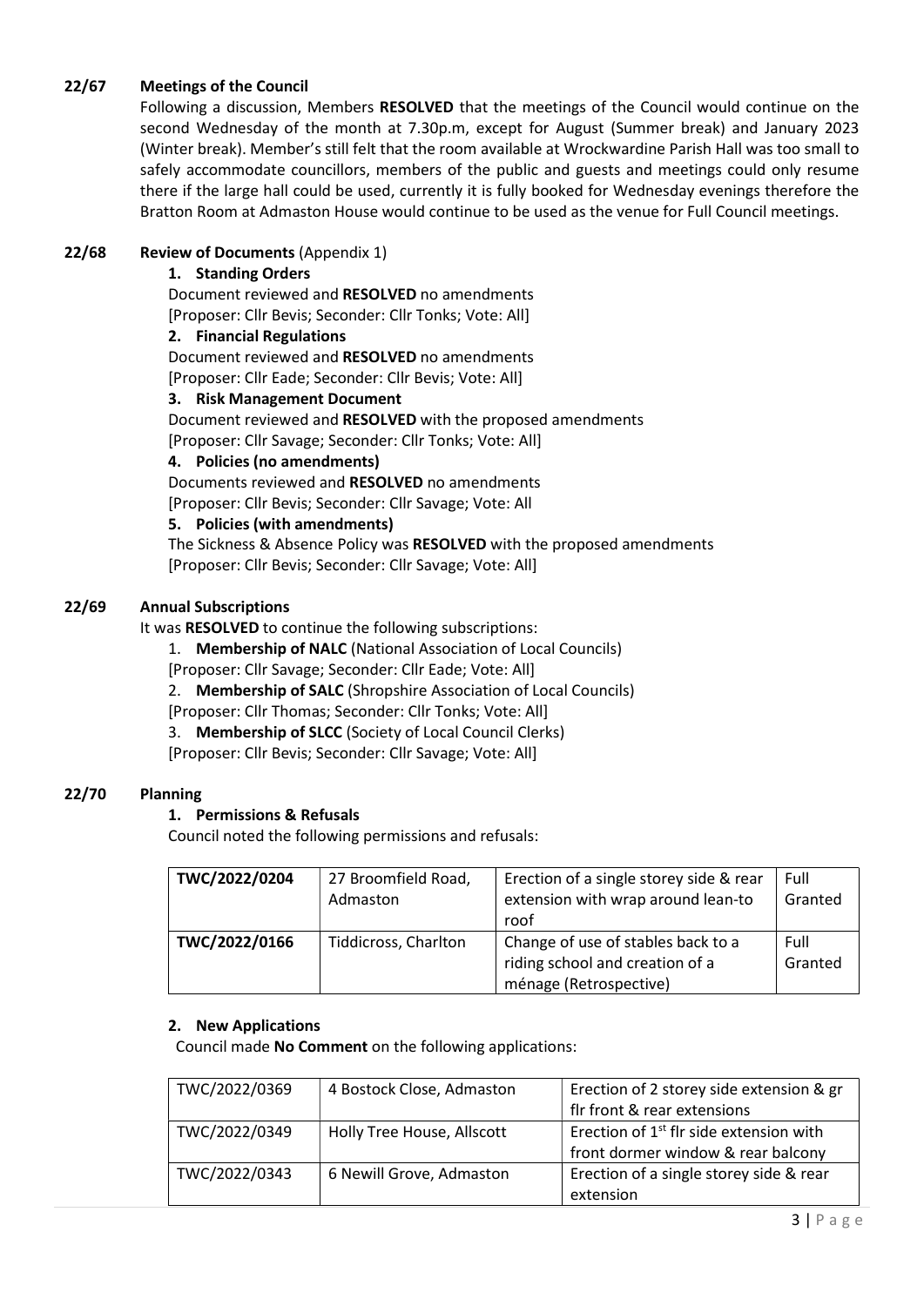**22/67 Meetings of the Council**

Following a discussion, Members **RESOLVED** that the meetings of the Council would continue on the second Wednesday of the month at 7.30p.m, except for August (Summer break) and January 2023 (Winter break). Member's still felt that the room available at Wrockwardine Parish Hall was too small to safely accommodate councillors, members of the public and guests and meetings could only resume there if the large hall could be used, currently it is fully booked for Wednesday evenings therefore the Bratton Room at Admaston House would continue to be used as the venue for Full Council meetings.

**22/68 Review of Documents** (Appendix 1)

1. **Standing Orders**
   Document reviewed and **RESOLVED** no amendments
   [Proposer: Cllr Bevis; Seconder: Cllr Tonks; Vote: All]
2. **Financial Regulations**
   Document reviewed and **RESOLVED** no amendments
   [Proposer: Cllr Eade; Seconder: Cllr Bevis; Vote: All]
3. **Risk Management Document**
   Document reviewed and **RESOLVED** with the proposed amendments
   [Proposer: Cllr Savage; Seconder: Cllr Tonks; Vote: All]
4. **Policies (no amendments)**
   Documents reviewed and **RESOLVED** no amendments
   [Proposer: Cllr Bevis; Seconder: Cllr Savage; Vote: All
5. **Policies (with amendments)**
   The Sickness & Absence Policy was **RESOLVED** with the proposed amendments
   [Proposer: Cllr Bevis; Seconder: Cllr Savage; Vote: All]

**22/69 Annual Subscriptions**

It was **RESOLVED** to continue the following subscriptions:

1. **Membership of NALC** (National Association of Local Councils)
   [Proposer: Cllr Savage; Seconder: Cllr Eade; Vote: All]
2. **Membership of SALC** (Shropshire Association of Local Councils)
   [Proposer: Cllr Thomas; Seconder: Cllr Tonks; Vote: All]
3. **Membership of SLCC** (Society of Local Council Clerks)
   [Proposer: Cllr Bevis; Seconder: Cllr Savage; Vote: All]

**22/70 Planning**

1. **Permissions & Refusals**

Council noted the following permissions and refusals:

| **TWC/2022/0204** | 27 Broomfield Road, Admaston | Erection of a single storey side & rear extension with wrap around lean-to roof | Full Granted |
|---|---|---|---|
| **TWC/2022/0166** | Tiddicross, Charlton | Change of use of stables back to a riding school and creation of a ménage (Retrospective) | Full Granted |

2. **New Applications**

Council made **No Comment** on the following applications:

| TWC/2022/0369 | 4 Bostock Close, Admaston | Erection of 2 storey side extension & gr flr front & rear extensions |
|---|---|---|
| TWC/2022/0349 | Holly Tree House, Allscott | Erection of 1st flr side extension with front dormer window & rear balcony |
| TWC/2022/0343 | 6 Newill Grove, Admaston | Erection of a single storey side & rear extension |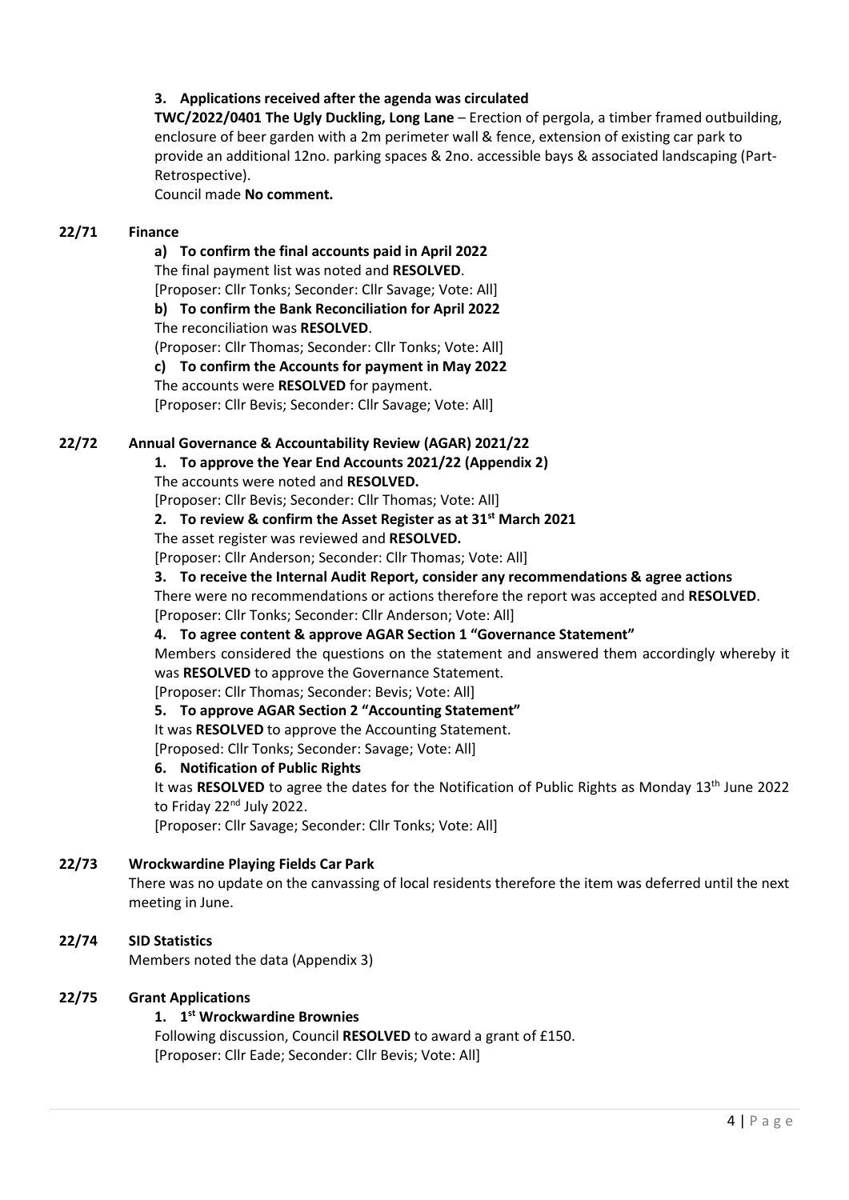**3. Applications received after the agenda was circulated**

**TWC/2022/0401 The Ugly Duckling, Long Lane** – Erection of pergola, a timber framed outbuilding, enclosure of beer garden with a 2m perimeter wall & fence, extension of existing car park to provide an additional 12no. parking spaces & 2no. accessible bays & associated landscaping (Part-Retrospective).

Council made **No comment.**

## 22/71 Finance

**a) To confirm the final accounts paid in April 2022**

The final payment list was noted and **RESOLVED**.

[Proposer: Cllr Tonks; Seconder: Cllr Savage; Vote: All]

**b) To confirm the Bank Reconciliation for April 2022**

The reconciliation was **RESOLVED**.

(Proposer: Cllr Thomas; Seconder: Cllr Tonks; Vote: All]

**c) To confirm the Accounts for payment in May 2022**

The accounts were **RESOLVED** for payment.

[Proposer: Cllr Bevis; Seconder: Cllr Savage; Vote: All]

## 22/72 Annual Governance & Accountability Review (AGAR) 2021/22

**1. To approve the Year End Accounts 2021/22 (Appendix 2)**

The accounts were noted and **RESOLVED.**

[Proposer: Cllr Bevis; Seconder: Cllr Thomas; Vote: All]

**2. To review & confirm the Asset Register as at 31st March 2021**

The asset register was reviewed and **RESOLVED.**

[Proposer: Cllr Anderson; Seconder: Cllr Thomas; Vote: All]

**3. To receive the Internal Audit Report, consider any recommendations & agree actions**

There were no recommendations or actions therefore the report was accepted and **RESOLVED**.

[Proposer: Cllr Tonks; Seconder: Cllr Anderson; Vote: All]

**4. To agree content & approve AGAR Section 1 "Governance Statement"**

Members considered the questions on the statement and answered them accordingly whereby it was **RESOLVED** to approve the Governance Statement.

[Proposer: Cllr Thomas; Seconder: Bevis; Vote: All]

**5. To approve AGAR Section 2 "Accounting Statement"**

It was **RESOLVED** to approve the Accounting Statement.

[Proposed: Cllr Tonks; Seconder: Savage; Vote: All]

**6. Notification of Public Rights**

It was **RESOLVED** to agree the dates for the Notification of Public Rights as Monday 13th June 2022 to Friday 22nd July 2022.

[Proposer: Cllr Savage; Seconder: Cllr Tonks; Vote: All]

## 22/73 Wrockwardine Playing Fields Car Park

There was no update on the canvassing of local residents therefore the item was deferred until the next meeting in June.

## 22/74 SID Statistics

Members noted the data (Appendix 3)

## 22/75 Grant Applications

**1. 1st Wrockwardine Brownies**

Following discussion, Council **RESOLVED** to award a grant of £150.

[Proposer: Cllr Eade; Seconder: Cllr Bevis; Vote: All]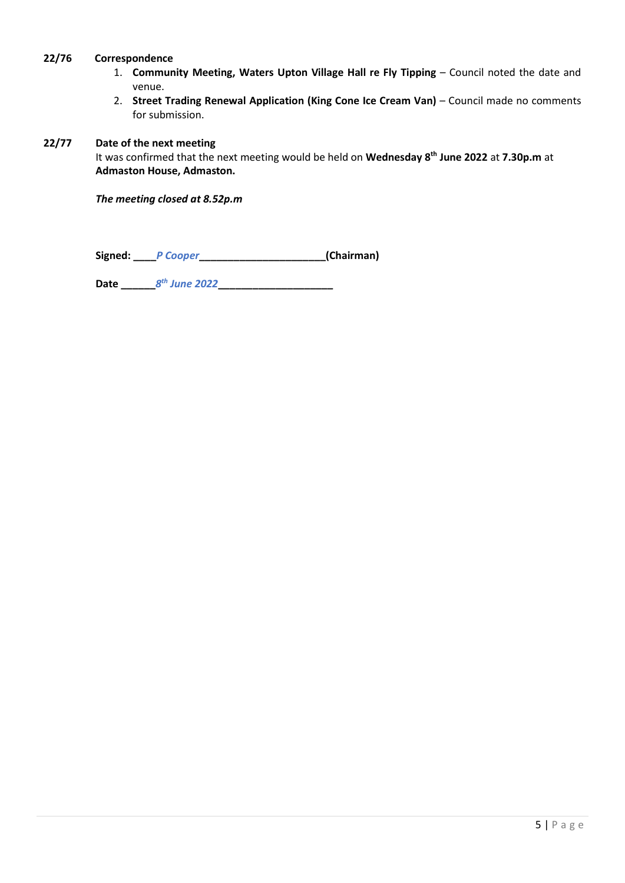**22/76 Correspondence**

1. **Community Meeting, Waters Upton Village Hall re Fly Tipping** – Council noted the date and venue.
2. **Street Trading Renewal Application (King Cone Ice Cream Van)** – Council made no comments for submission.

**22/77 Date of the next meeting**

It was confirmed that the next meeting would be held on **Wednesday 8th June 2022** at **7.30p.m** at **Admaston House, Admaston.**

***The meeting closed at 8.52p.m***

**Signed:** ____*P Cooper*______________________**(Chairman)**

**Date** ______*8th June 2022*____________________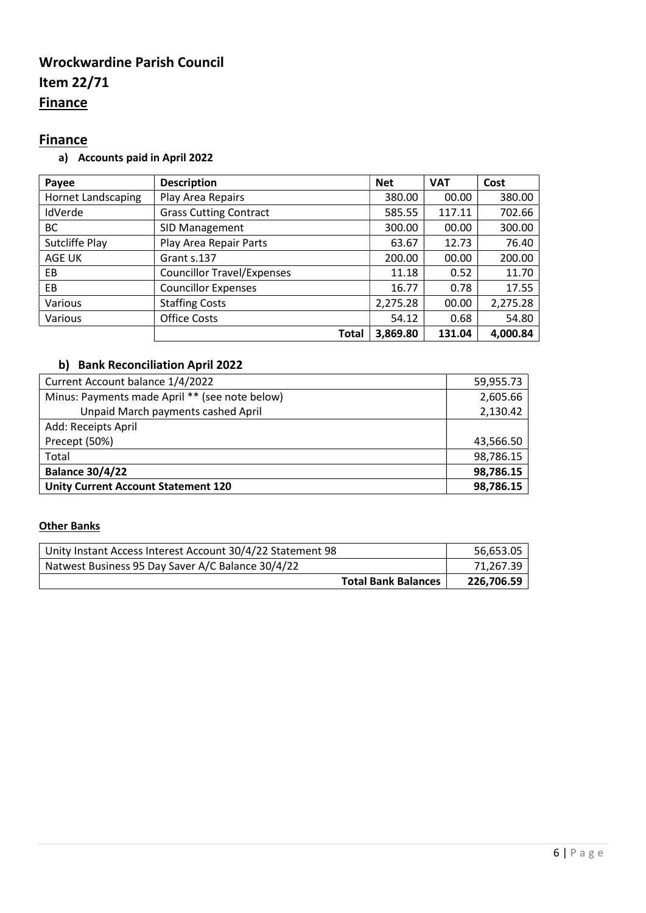# Wrockwardine Parish Council

# Item 22/71

# Finance

## Finance

### a) Accounts paid in April 2022

| Payee | Description | Net | VAT | Cost |
|---|---|---|---|---|
| Hornet Landscaping | Play Area Repairs | 380.00 | 00.00 | 380.00 |
| IdVerde | Grass Cutting Contract | 585.55 | 117.11 | 702.66 |
| BC | SID Management | 300.00 | 00.00 | 300.00 |
| Sutcliffe Play | Play Area Repair Parts | 63.67 | 12.73 | 76.40 |
| AGE UK | Grant s.137 | 200.00 | 00.00 | 200.00 |
| EB | Councillor Travel/Expenses | 11.18 | 0.52 | 11.70 |
| EB | Councillor Expenses | 16.77 | 0.78 | 17.55 |
| Various | Staffing Costs | 2,275.28 | 00.00 | 2,275.28 |
| Various | Office Costs | 54.12 | 0.68 | 54.80 |
| | **Total** | **3,869.80** | **131.04** | **4,000.84** |

### b) Bank Reconciliation April 2022

| | |
|---|---|
| Current Account balance 1/4/2022 | 59,955.73 |
| Minus: Payments made April ** (see note below) | 2,605.66 |
| Unpaid March payments cashed April | 2,130.42 |
| Add: Receipts April | |
| Precept (50%) | 43,566.50 |
| Total | 98,786.15 |
| **Balance 30/4/22** | **98,786.15** |
| **Unity Current Account Statement 120** | **98,786.15** |

**Other Banks**

| | |
|---|---|
| Unity Instant Access Interest Account 30/4/22 Statement 98 | 56,653.05 |
| Natwest Business 95 Day Saver A/C Balance 30/4/22 | 71,267.39 |
| **Total Bank Balances** | **226,706.59** |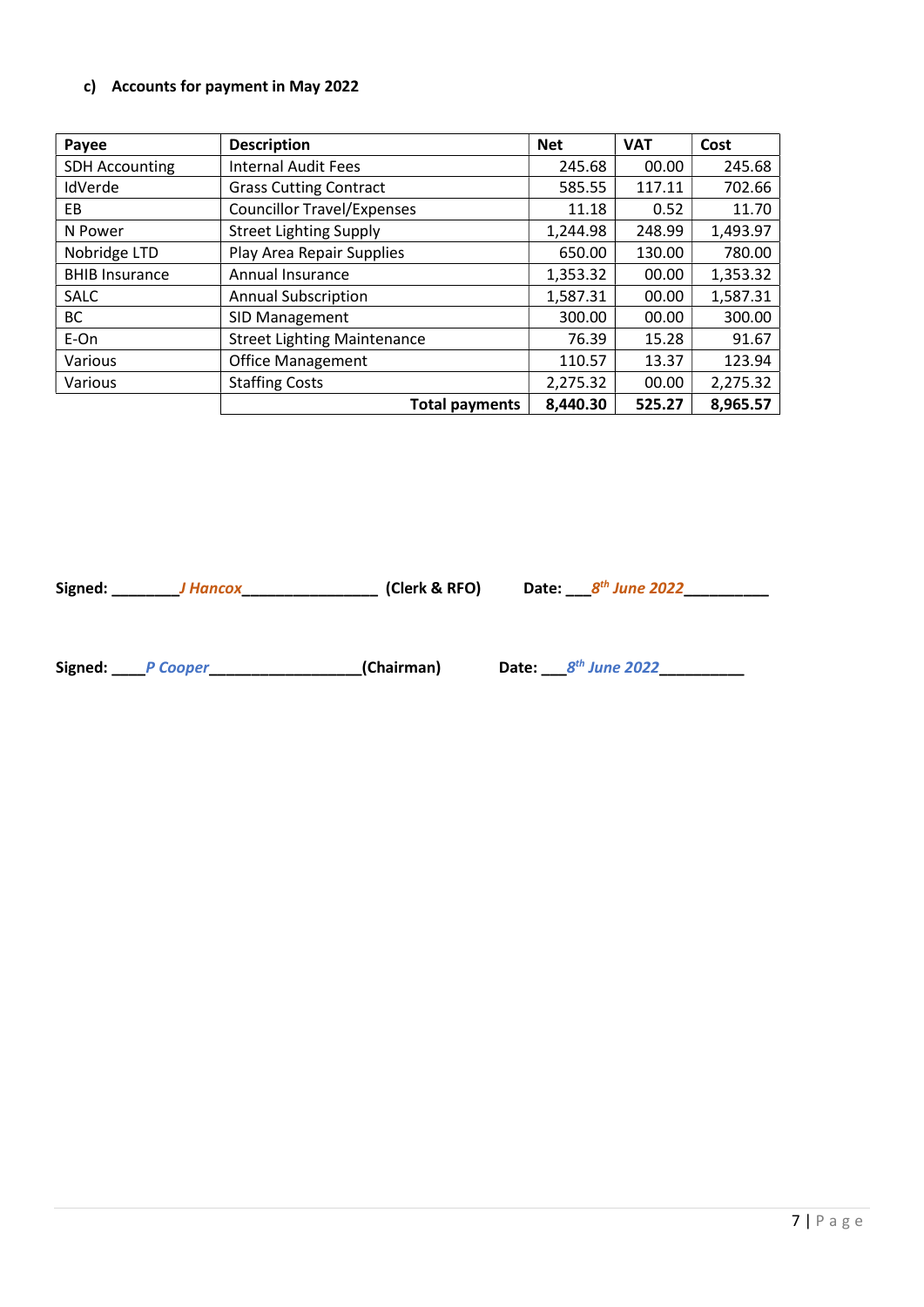### c) Accounts for payment in May 2022

| Payee | Description | Net | VAT | Cost |
|---|---|---|---|---|
| SDH Accounting | Internal Audit Fees | 245.68 | 00.00 | 245.68 |
| IdVerde | Grass Cutting Contract | 585.55 | 117.11 | 702.66 |
| EB | Councillor Travel/Expenses | 11.18 | 0.52 | 11.70 |
| N Power | Street Lighting Supply | 1,244.98 | 248.99 | 1,493.97 |
| Nobridge LTD | Play Area Repair Supplies | 650.00 | 130.00 | 780.00 |
| BHIB Insurance | Annual Insurance | 1,353.32 | 00.00 | 1,353.32 |
| SALC | Annual Subscription | 1,587.31 | 00.00 | 1,587.31 |
| BC | SID Management | 300.00 | 00.00 | 300.00 |
| E-On | Street Lighting Maintenance | 76.39 | 15.28 | 91.67 |
| Various | Office Management | 110.57 | 13.37 | 123.94 |
| Various | Staffing Costs | 2,275.32 | 00.00 | 2,275.32 |
| | **Total payments** | **8,440.30** | **525.27** | **8,965.57** |

**Signed:** ________*J Hancox*________________ **(Clerk & RFO)** **Date:** ___*8th June 2022*__________

**Signed:** ____*P Cooper*__________________**(Chairman)** **Date:** ___*8th June 2022*__________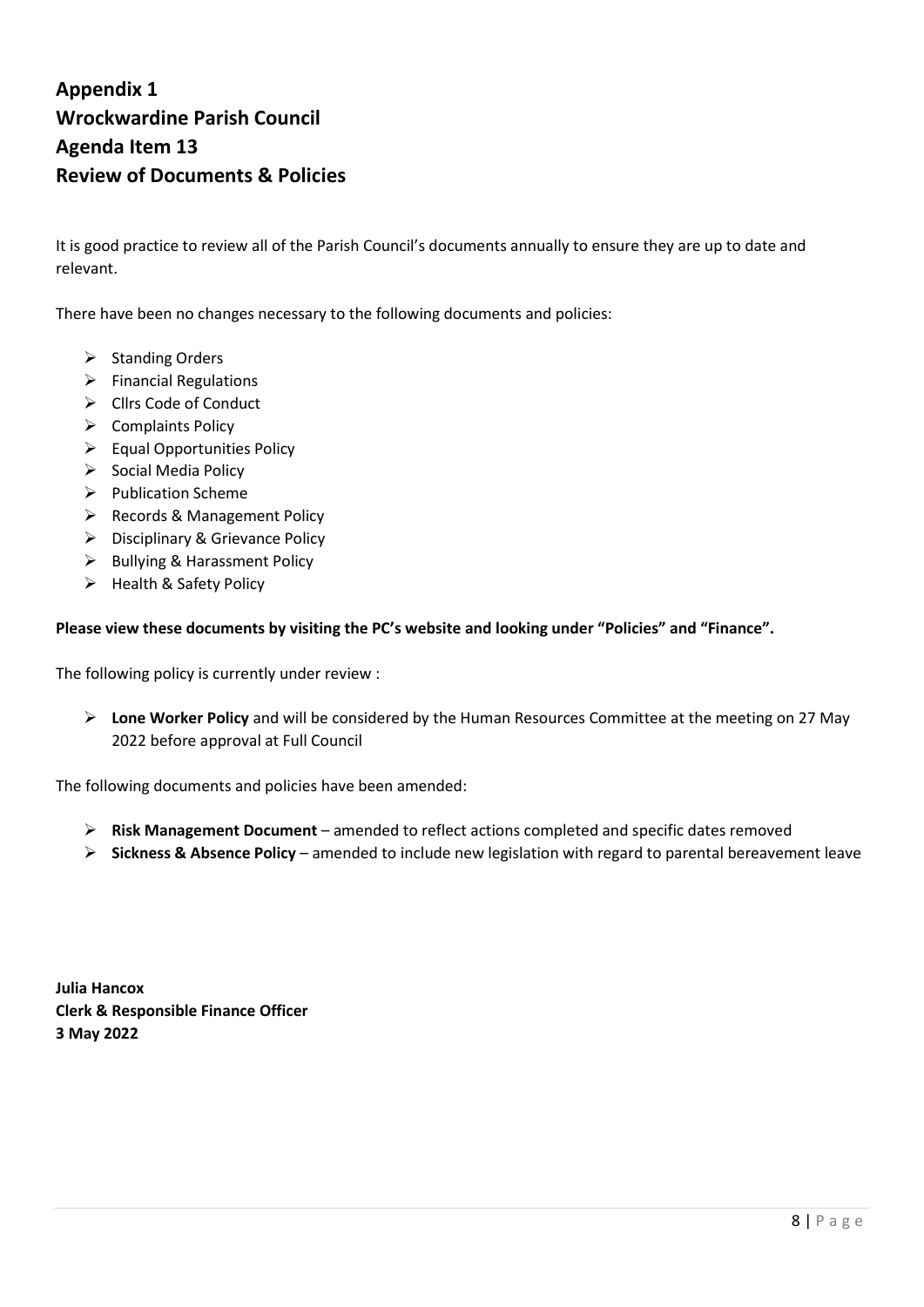# Appendix 1
# Wrockwardine Parish Council
# Agenda Item 13
# Review of Documents & Policies

It is good practice to review all of the Parish Council's documents annually to ensure they are up to date and relevant.

There have been no changes necessary to the following documents and policies:

- Standing Orders
- Financial Regulations
- Cllrs Code of Conduct
- Complaints Policy
- Equal Opportunities Policy
- Social Media Policy
- Publication Scheme
- Records & Management Policy
- Disciplinary & Grievance Policy
- Bullying & Harassment Policy
- Health & Safety Policy

**Please view these documents by visiting the PC's website and looking under "Policies" and "Finance".**

The following policy is currently under review :

- **Lone Worker Policy** and will be considered by the Human Resources Committee at the meeting on 27 May 2022 before approval at Full Council

The following documents and policies have been amended:

- **Risk Management Document** – amended to reflect actions completed and specific dates removed
- **Sickness & Absence Policy** – amended to include new legislation with regard to parental bereavement leave

**Julia Hancox**
**Clerk & Responsible Finance Officer**
**3 May 2022**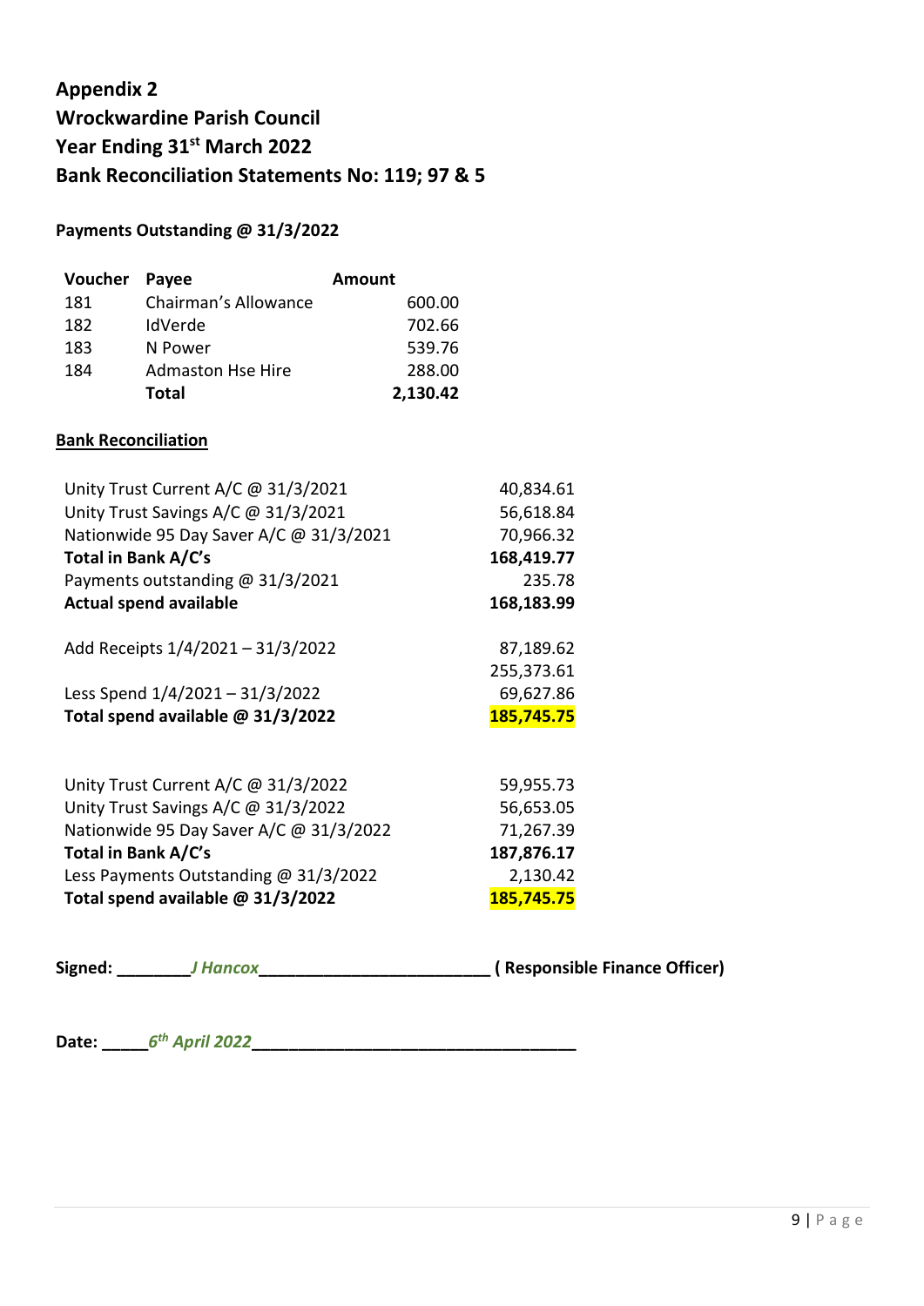# Appendix 2
# Wrockwardine Parish Council
# Year Ending 31st March 2022
# Bank Reconciliation Statements No: 119; 97 & 5

**Payments Outstanding @ 31/3/2022**

| Voucher | Payee | Amount |
|---|---|---|
| 181 | Chairman's Allowance | 600.00 |
| 182 | IdVerde | 702.66 |
| 183 | N Power | 539.76 |
| 184 | Admaston Hse Hire | 288.00 |
| | **Total** | **2,130.42** |

**<u>Bank Reconciliation</u>**

| | |
|---|---|
| Unity Trust Current A/C @ 31/3/2021 | 40,834.61 |
| Unity Trust Savings A/C @ 31/3/2021 | 56,618.84 |
| Nationwide 95 Day Saver A/C @ 31/3/2021 | 70,966.32 |
| **Total in Bank A/C's** | **168,419.77** |
| Payments outstanding @ 31/3/2021 | 235.78 |
| **Actual spend available** | **168,183.99** |
| | |
| Add Receipts 1/4/2021 – 31/3/2022 | 87,189.62 |
| | 255,373.61 |
| Less Spend 1/4/2021 – 31/3/2022 | 69,627.86 |
| **Total spend available @ 31/3/2022** | **185,745.75** |

| | |
|---|---|
| Unity Trust Current A/C @ 31/3/2022 | 59,955.73 |
| Unity Trust Savings A/C @ 31/3/2022 | 56,653.05 |
| Nationwide 95 Day Saver A/C @ 31/3/2022 | 71,267.39 |
| **Total in Bank A/C's** | **187,876.17** |
| Less Payments Outstanding @ 31/3/2022 | 2,130.42 |
| **Total spend available @ 31/3/2022** | **185,745.75** |

**Signed:** ________*J Hancox*_________________________ **( Responsible Finance Officer)**

**Date:** _____*6th April 2022*___________________________________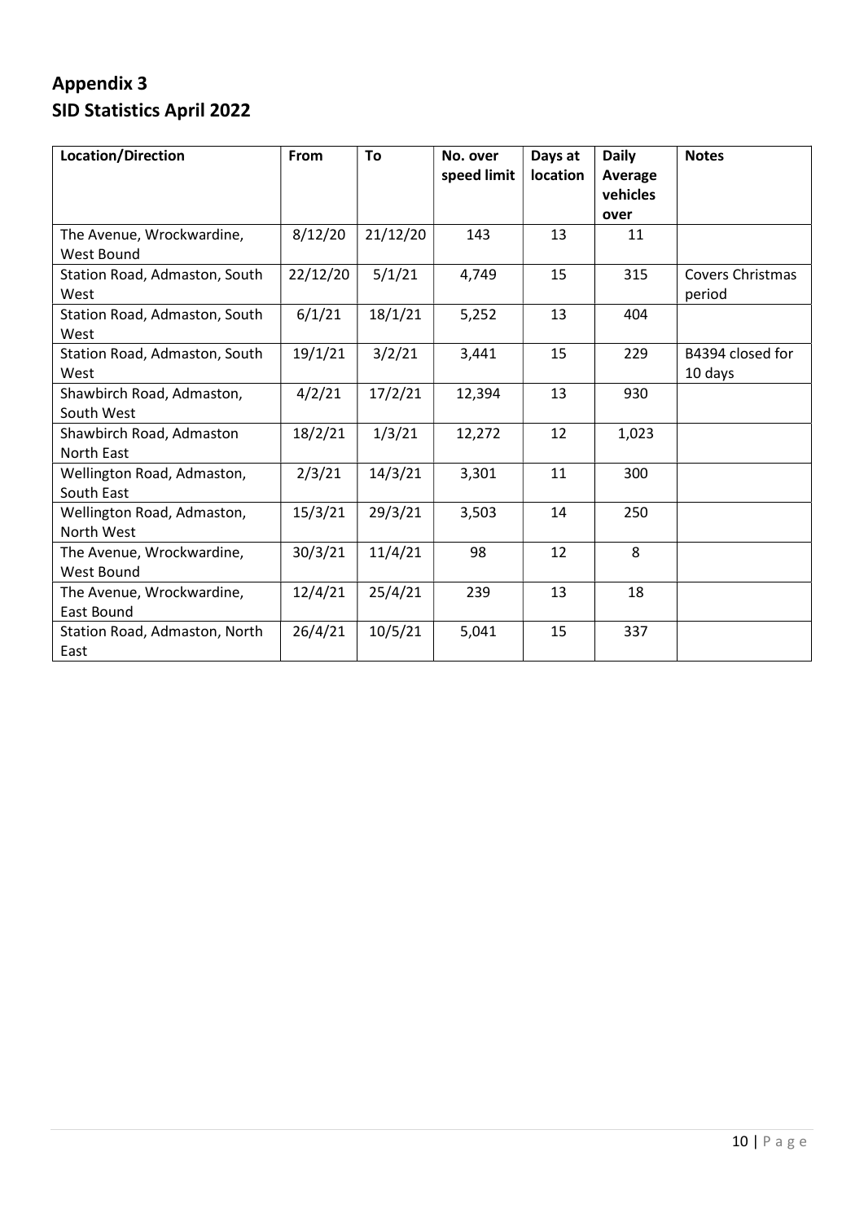## Appendix 3

## SID Statistics April 2022

| Location/Direction | From | To | No. over speed limit | Days at location | Daily Average vehicles over | Notes |
|---|---|---|---|---|---|---|
| The Avenue, Wrockwardine, West Bound | 8/12/20 | 21/12/20 | 143 | 13 | 11 | |
| Station Road, Admaston, South West | 22/12/20 | 5/1/21 | 4,749 | 15 | 315 | Covers Christmas period |
| Station Road, Admaston, South West | 6/1/21 | 18/1/21 | 5,252 | 13 | 404 | |
| Station Road, Admaston, South West | 19/1/21 | 3/2/21 | 3,441 | 15 | 229 | B4394 closed for 10 days |
| Shawbirch Road, Admaston, South West | 4/2/21 | 17/2/21 | 12,394 | 13 | 930 | |
| Shawbirch Road, Admaston North East | 18/2/21 | 1/3/21 | 12,272 | 12 | 1,023 | |
| Wellington Road, Admaston, South East | 2/3/21 | 14/3/21 | 3,301 | 11 | 300 | |
| Wellington Road, Admaston, North West | 15/3/21 | 29/3/21 | 3,503 | 14 | 250 | |
| The Avenue, Wrockwardine, West Bound | 30/3/21 | 11/4/21 | 98 | 12 | 8 | |
| The Avenue, Wrockwardine, East Bound | 12/4/21 | 25/4/21 | 239 | 13 | 18 | |
| Station Road, Admaston, North East | 26/4/21 | 10/5/21 | 5,041 | 15 | 337 | |